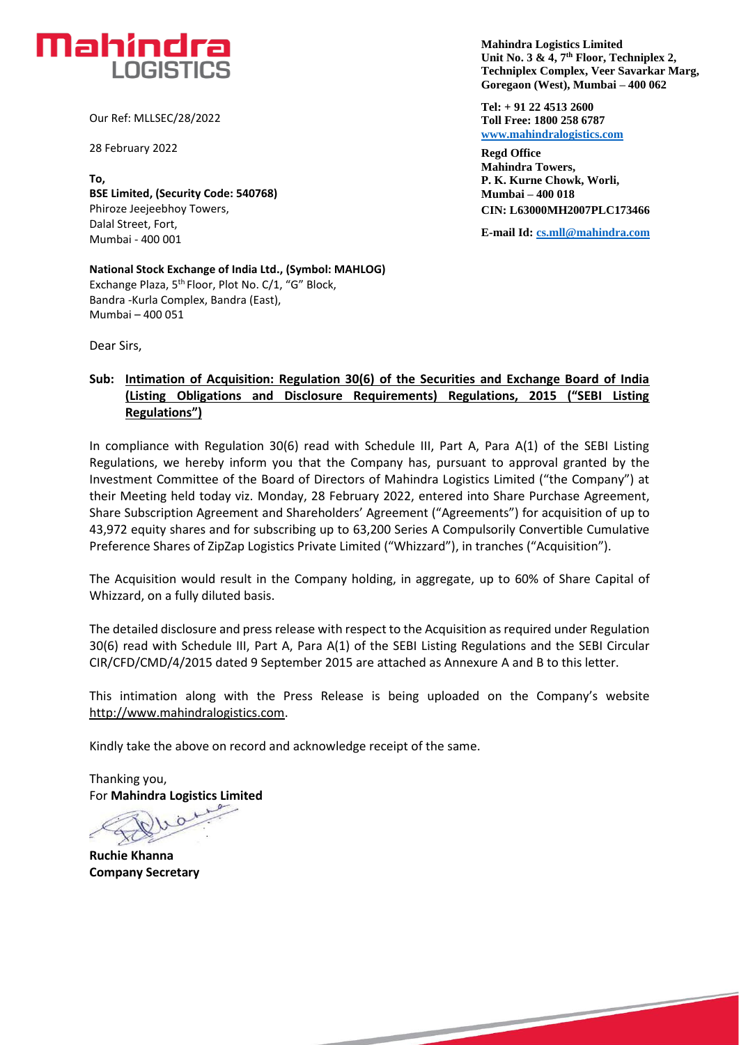**Mahindra Logistics Limited**
**Unit No. 3 & 4, 7th Floor, Techniplex 2, Techniplex Complex, Veer Savarkar Marg, Goregaon (West), Mumbai – 400 062**

**Tel: + 91 22 4513 2600**
**Toll Free: 1800 258 6787**
**www.mahindralogistics.com**

**Regd Office**
**Mahindra Towers,**
**P. K. Kurne Chowk, Worli,**
**Mumbai – 400 018**
**CIN: L63000MH2007PLC173466**

**E-mail Id: cs.mll@mahindra.com**

Our Ref: MLLSEC/28/2022

28 February 2022

**To,**
**BSE Limited, (Security Code: 540768)**
Phiroze Jeejeebhoy Towers,
Dalal Street, Fort,
Mumbai - 400 001

**National Stock Exchange of India Ltd., (Symbol: MAHLOG)**
Exchange Plaza, 5th Floor, Plot No. C/1, "G" Block,
Bandra -Kurla Complex, Bandra (East),
Mumbai – 400 051

Dear Sirs,

**Sub: Intimation of Acquisition: Regulation 30(6) of the Securities and Exchange Board of India (Listing Obligations and Disclosure Requirements) Regulations, 2015 ("SEBI Listing Regulations")**

In compliance with Regulation 30(6) read with Schedule III, Part A, Para A(1) of the SEBI Listing Regulations, we hereby inform you that the Company has, pursuant to approval granted by the Investment Committee of the Board of Directors of Mahindra Logistics Limited ("the Company") at their Meeting held today viz. Monday, 28 February 2022, entered into Share Purchase Agreement, Share Subscription Agreement and Shareholders' Agreement ("Agreements") for acquisition of up to 43,972 equity shares and for subscribing up to 63,200 Series A Compulsorily Convertible Cumulative Preference Shares of ZipZap Logistics Private Limited ("Whizzard"), in tranches ("Acquisition").

The Acquisition would result in the Company holding, in aggregate, up to 60% of Share Capital of Whizzard, on a fully diluted basis.

The detailed disclosure and press release with respect to the Acquisition as required under Regulation 30(6) read with Schedule III, Part A, Para A(1) of the SEBI Listing Regulations and the SEBI Circular CIR/CFD/CMD/4/2015 dated 9 September 2015 are attached as Annexure A and B to this letter.

This intimation along with the Press Release is being uploaded on the Company's website http://www.mahindralogistics.com.

Kindly take the above on record and acknowledge receipt of the same.

Thanking you,
For **Mahindra Logistics Limited**

**Ruchie Khanna**
**Company Secretary**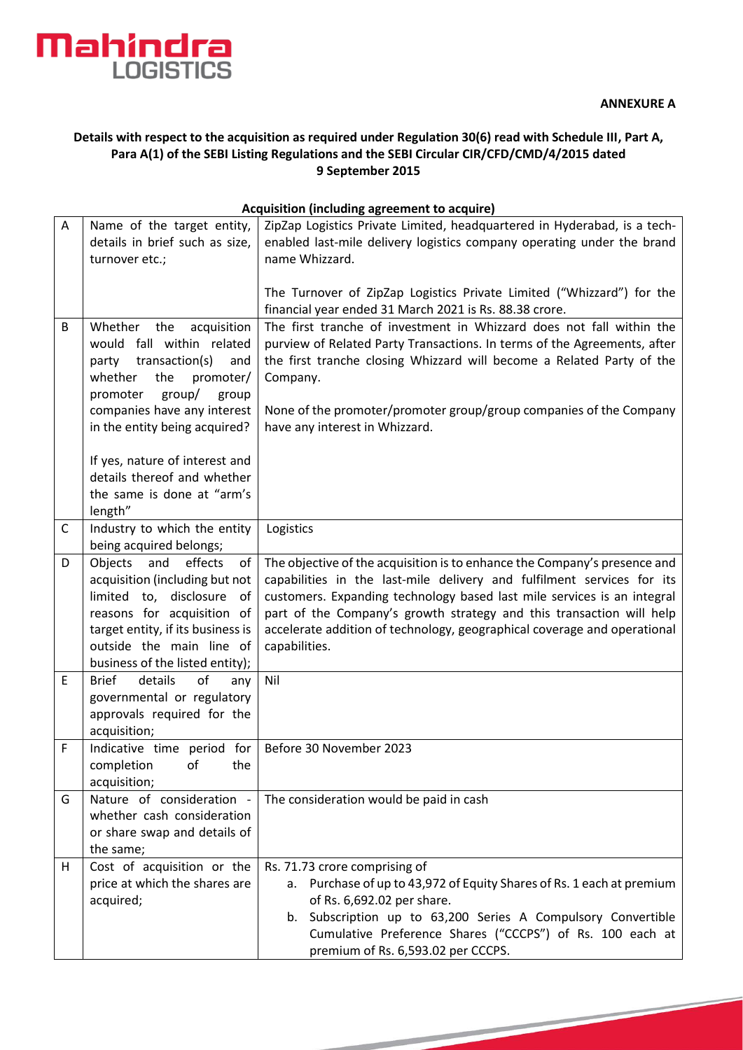**ANNEXURE A**

**Details with respect to the acquisition as required under Regulation 30(6) read with Schedule III, Part A, Para A(1) of the SEBI Listing Regulations and the SEBI Circular CIR/CFD/CMD/4/2015 dated 9 September 2015**

**Acquisition (including agreement to acquire)**

| | | |
|---|---|---|
| A | Name of the target entity, details in brief such as size, turnover etc.; | ZipZap Logistics Private Limited, headquartered in Hyderabad, is a tech-enabled last-mile delivery logistics company operating under the brand name Whizzard.<br><br>The Turnover of ZipZap Logistics Private Limited ("Whizzard") for the financial year ended 31 March 2021 is Rs. 88.38 crore. |
| B | Whether the acquisition would fall within related party transaction(s) and whether the promoter/ promoter group/ group companies have any interest in the entity being acquired?<br><br>If yes, nature of interest and details thereof and whether the same is done at "arm's length" | The first tranche of investment in Whizzard does not fall within the purview of Related Party Transactions. In terms of the Agreements, after the first tranche closing Whizzard will become a Related Party of the Company.<br><br>None of the promoter/promoter group/group companies of the Company have any interest in Whizzard. |
| C | Industry to which the entity being acquired belongs; | Logistics |
| D | Objects and effects of acquisition (including but not limited to, disclosure of reasons for acquisition of target entity, if its business is outside the main line of business of the listed entity); | The objective of the acquisition is to enhance the Company's presence and capabilities in the last-mile delivery and fulfilment services for its customers. Expanding technology based last mile services is an integral part of the Company's growth strategy and this transaction will help accelerate addition of technology, geographical coverage and operational capabilities. |
| E | Brief details of any governmental or regulatory approvals required for the acquisition; | Nil |
| F | Indicative time period for completion of the acquisition; | Before 30 November 2023 |
| G | Nature of consideration - whether cash consideration or share swap and details of the same; | The consideration would be paid in cash |
| H | Cost of acquisition or the price at which the shares are acquired; | Rs. 71.73 crore comprising of<br>a. Purchase of up to 43,972 of Equity Shares of Rs. 1 each at premium of Rs. 6,692.02 per share.<br>b. Subscription up to 63,200 Series A Compulsory Convertible Cumulative Preference Shares ("CCCPS") of Rs. 100 each at premium of Rs. 6,593.02 per CCCPS. |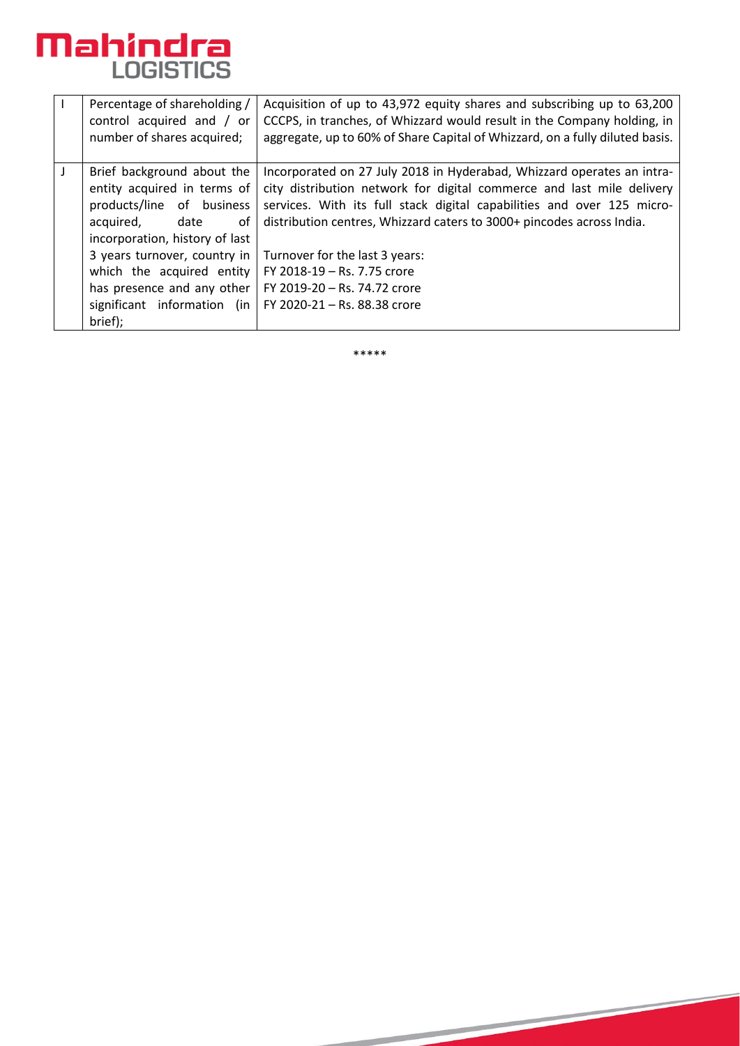| I | Percentage of shareholding / control acquired and / or number of shares acquired; | Acquisition of up to 43,972 equity shares and subscribing up to 63,200 CCCPS, in tranches, of Whizzard would result in the Company holding, in aggregate, up to 60% of Share Capital of Whizzard, on a fully diluted basis. |
|---|---|---|
| J | Brief background about the entity acquired in terms of products/line of business acquired, date of incorporation, history of last 3 years turnover, country in which the acquired entity has presence and any other significant information (in brief); | Incorporated on 27 July 2018 in Hyderabad, Whizzard operates an intra-city distribution network for digital commerce and last mile delivery services. With its full stack digital capabilities and over 125 micro-distribution centres, Whizzard caters to 3000+ pincodes across India.<br><br>Turnover for the last 3 years:<br>FY 2018-19 – Rs. 7.75 crore<br>FY 2019-20 – Rs. 74.72 crore<br>FY 2020-21 – Rs. 88.38 crore |

*****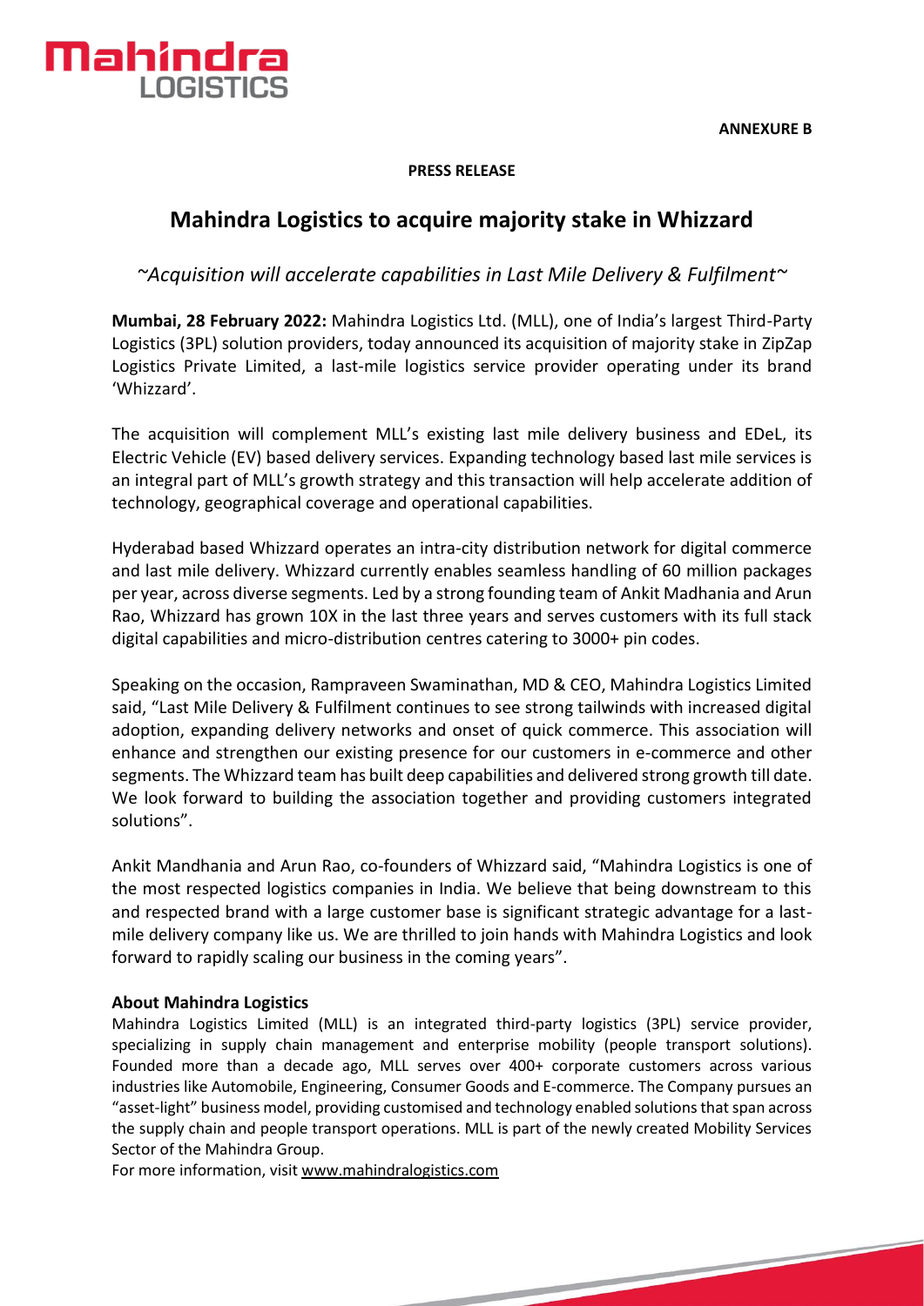**ANNEXURE B**

**PRESS RELEASE**

# Mahindra Logistics to acquire majority stake in Whizzard

*~Acquisition will accelerate capabilities in Last Mile Delivery & Fulfilment~*

**Mumbai, 28 February 2022:** Mahindra Logistics Ltd. (MLL), one of India's largest Third-Party Logistics (3PL) solution providers, today announced its acquisition of majority stake in ZipZap Logistics Private Limited, a last-mile logistics service provider operating under its brand 'Whizzard'.

The acquisition will complement MLL's existing last mile delivery business and EDeL, its Electric Vehicle (EV) based delivery services. Expanding technology based last mile services is an integral part of MLL's growth strategy and this transaction will help accelerate addition of technology, geographical coverage and operational capabilities.

Hyderabad based Whizzard operates an intra-city distribution network for digital commerce and last mile delivery. Whizzard currently enables seamless handling of 60 million packages per year, across diverse segments. Led by a strong founding team of Ankit Madhania and Arun Rao, Whizzard has grown 10X in the last three years and serves customers with its full stack digital capabilities and micro-distribution centres catering to 3000+ pin codes.

Speaking on the occasion, Rampraveen Swaminathan, MD & CEO, Mahindra Logistics Limited said, "Last Mile Delivery & Fulfilment continues to see strong tailwinds with increased digital adoption, expanding delivery networks and onset of quick commerce. This association will enhance and strengthen our existing presence for our customers in e-commerce and other segments. The Whizzard team has built deep capabilities and delivered strong growth till date. We look forward to building the association together and providing customers integrated solutions".

Ankit Mandhania and Arun Rao, co-founders of Whizzard said, "Mahindra Logistics is one of the most respected logistics companies in India. We believe that being downstream to this and respected brand with a large customer base is significant strategic advantage for a last-mile delivery company like us. We are thrilled to join hands with Mahindra Logistics and look forward to rapidly scaling our business in the coming years".

**About Mahindra Logistics**

Mahindra Logistics Limited (MLL) is an integrated third-party logistics (3PL) service provider, specializing in supply chain management and enterprise mobility (people transport solutions). Founded more than a decade ago, MLL serves over 400+ corporate customers across various industries like Automobile, Engineering, Consumer Goods and E-commerce. The Company pursues an "asset-light" business model, providing customised and technology enabled solutions that span across the supply chain and people transport operations. MLL is part of the newly created Mobility Services Sector of the Mahindra Group.

For more information, visit www.mahindralogistics.com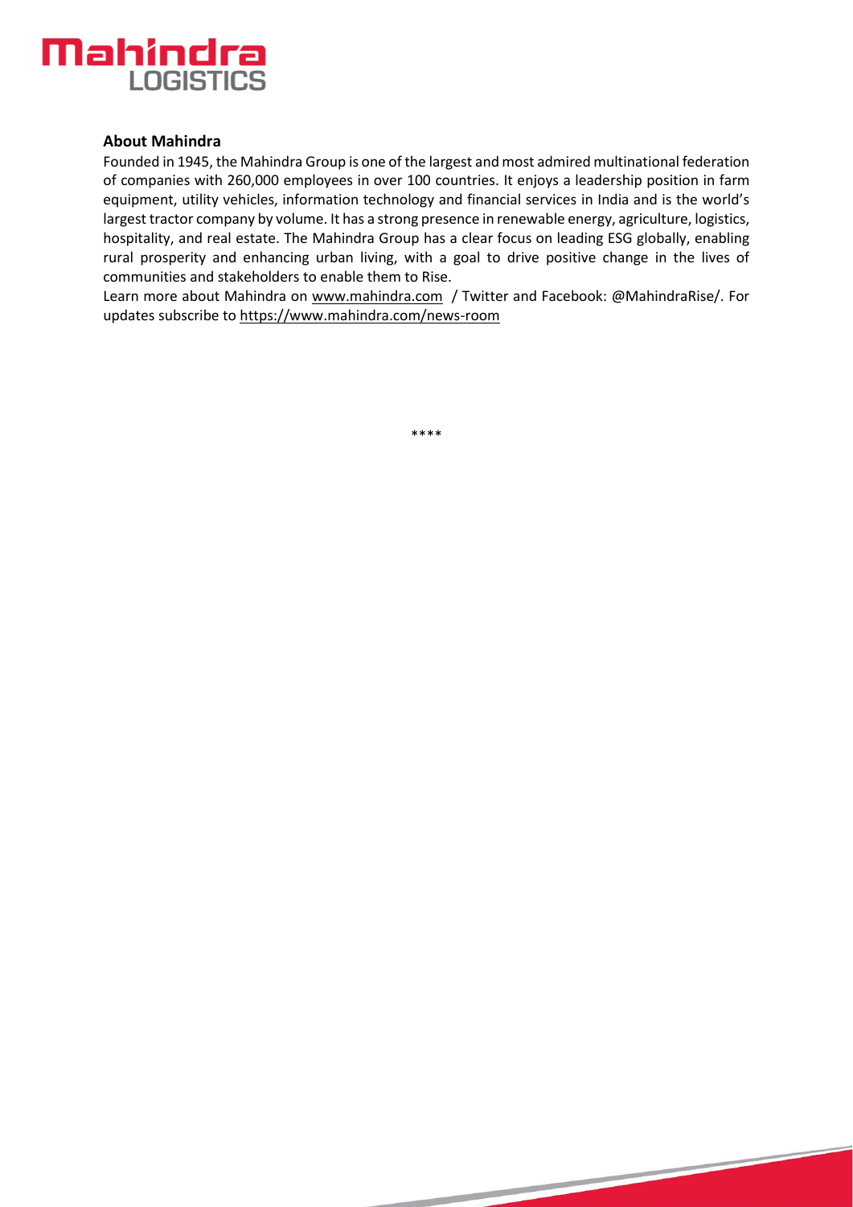### About Mahindra

Founded in 1945, the Mahindra Group is one of the largest and most admired multinational federation of companies with 260,000 employees in over 100 countries. It enjoys a leadership position in farm equipment, utility vehicles, information technology and financial services in India and is the world's largest tractor company by volume. It has a strong presence in renewable energy, agriculture, logistics, hospitality, and real estate. The Mahindra Group has a clear focus on leading ESG globally, enabling rural prosperity and enhancing urban living, with a goal to drive positive change in the lives of communities and stakeholders to enable them to Rise.

Learn more about Mahindra on www.mahindra.com / Twitter and Facebook: @MahindraRise/. For updates subscribe to https://www.mahindra.com/news-room

****